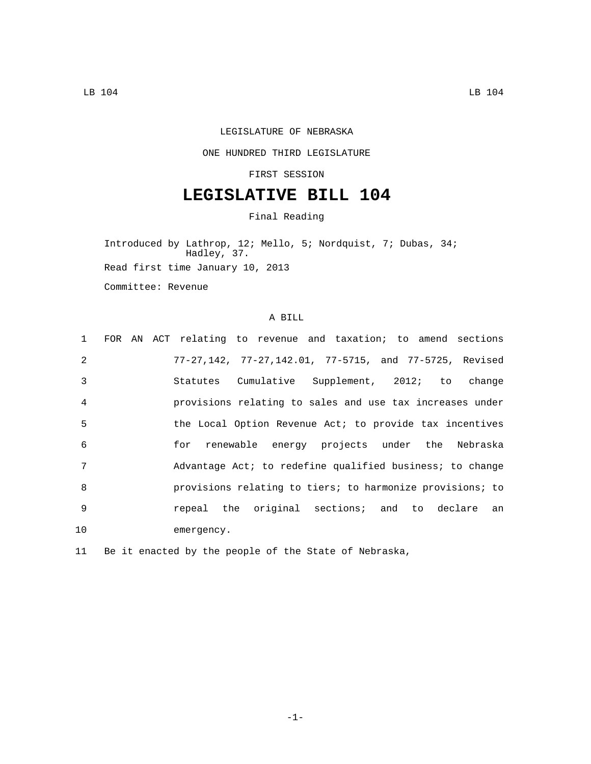LEGISLATURE OF NEBRASKA

ONE HUNDRED THIRD LEGISLATURE

FIRST SESSION

# LEGISLATIVE BILL 104

Final Reading

Introduced by Lathrop, 12; Mello, 5; Nordquist, 7; Dubas, 34; Hadley, 37.

Read first time January 10, 2013

Committee: Revenue

A BILL

1 FOR AN ACT relating to revenue and taxation; to amend sections
2 77-27,142, 77-27,142.01, 77-5715, and 77-5725, Revised
3 Statutes Cumulative Supplement, 2012; to change
4 provisions relating to sales and use tax increases under
5 the Local Option Revenue Act; to provide tax incentives
6 for renewable energy projects under the Nebraska
7 Advantage Act; to redefine qualified business; to change
8 provisions relating to tiers; to harmonize provisions; to
9 repeal the original sections; and to declare an
10 emergency.

11 Be it enacted by the people of the State of Nebraska,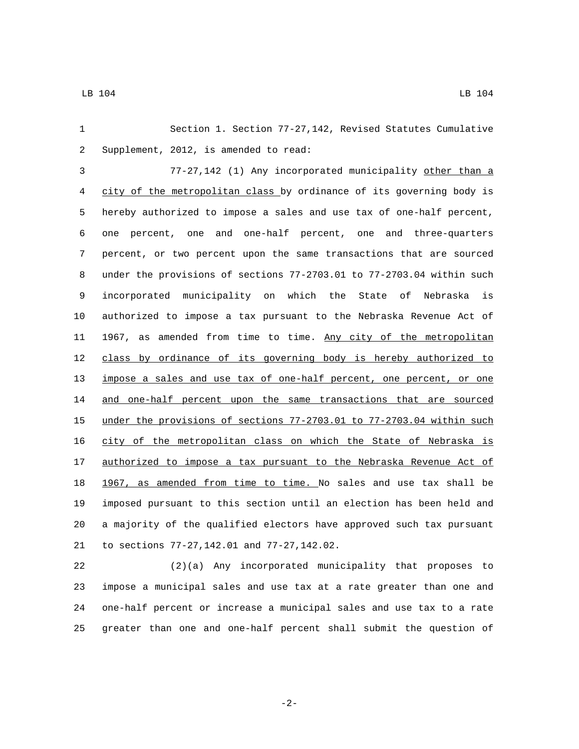Section 1. Section 77-27,142, Revised Statutes Cumulative Supplement, 2012, is amended to read:

77-27,142 (1) Any incorporated municipality other than a city of the metropolitan class by ordinance of its governing body is hereby authorized to impose a sales and use tax of one-half percent, one percent, one and one-half percent, one and three-quarters percent, or two percent upon the same transactions that are sourced under the provisions of sections 77-2703.01 to 77-2703.04 within such incorporated municipality on which the State of Nebraska is authorized to impose a tax pursuant to the Nebraska Revenue Act of 1967, as amended from time to time. Any city of the metropolitan class by ordinance of its governing body is hereby authorized to impose a sales and use tax of one-half percent, one percent, or one and one-half percent upon the same transactions that are sourced under the provisions of sections 77-2703.01 to 77-2703.04 within such city of the metropolitan class on which the State of Nebraska is authorized to impose a tax pursuant to the Nebraska Revenue Act of 1967, as amended from time to time. No sales and use tax shall be imposed pursuant to this section until an election has been held and a majority of the qualified electors have approved such tax pursuant to sections 77-27,142.01 and 77-27,142.02.

(2)(a) Any incorporated municipality that proposes to impose a municipal sales and use tax at a rate greater than one and one-half percent or increase a municipal sales and use tax to a rate greater than one and one-half percent shall submit the question of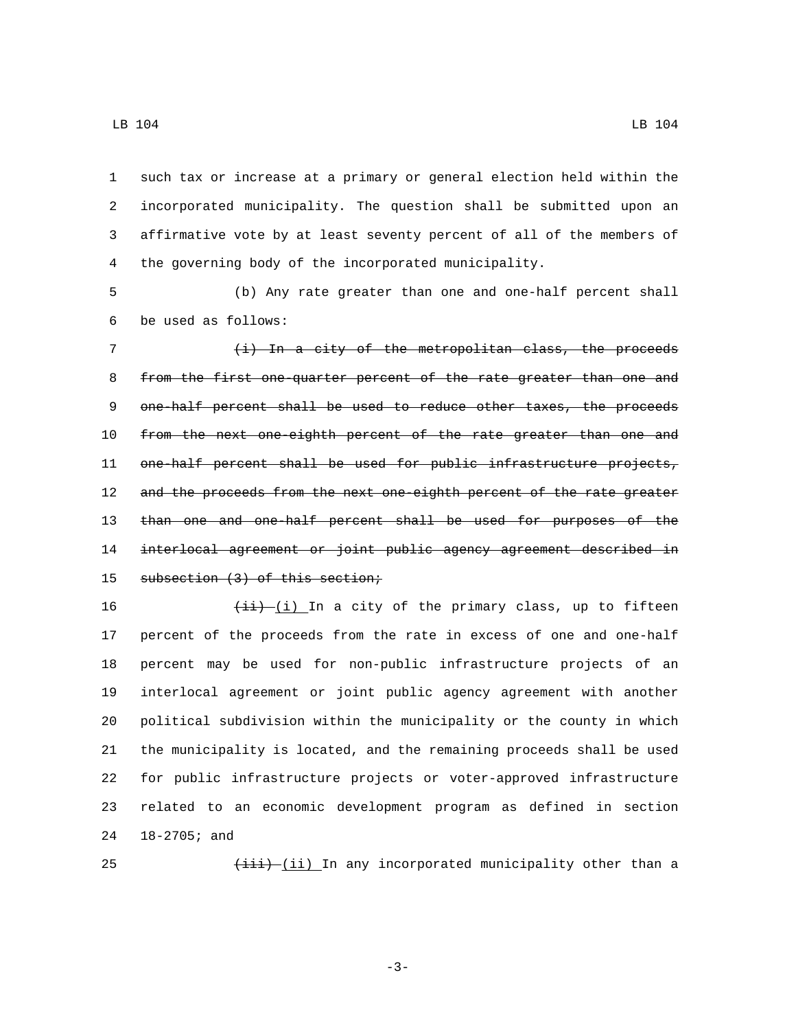such tax or increase at a primary or general election held within the incorporated municipality. The question shall be submitted upon an affirmative vote by at least seventy percent of all of the members of the governing body of the incorporated municipality.

(b) Any rate greater than one and one-half percent shall be used as follows:

~~(i) In a city of the metropolitan class, the proceeds from the first one-quarter percent of the rate greater than one and one-half percent shall be used to reduce other taxes, the proceeds from the next one-eighth percent of the rate greater than one and one-half percent shall be used for public infrastructure projects, and the proceeds from the next one-eighth percent of the rate greater than one and one-half percent shall be used for purposes of the interlocal agreement or joint public agency agreement described in subsection (3) of this section;~~

~~(ii)~~ (i) In a city of the primary class, up to fifteen percent of the proceeds from the rate in excess of one and one-half percent may be used for non-public infrastructure projects of an interlocal agreement or joint public agency agreement with another political subdivision within the municipality or the county in which the municipality is located, and the remaining proceeds shall be used for public infrastructure projects or voter-approved infrastructure related to an economic development program as defined in section 18-2705; and

~~(iii)~~ (ii) In any incorporated municipality other than a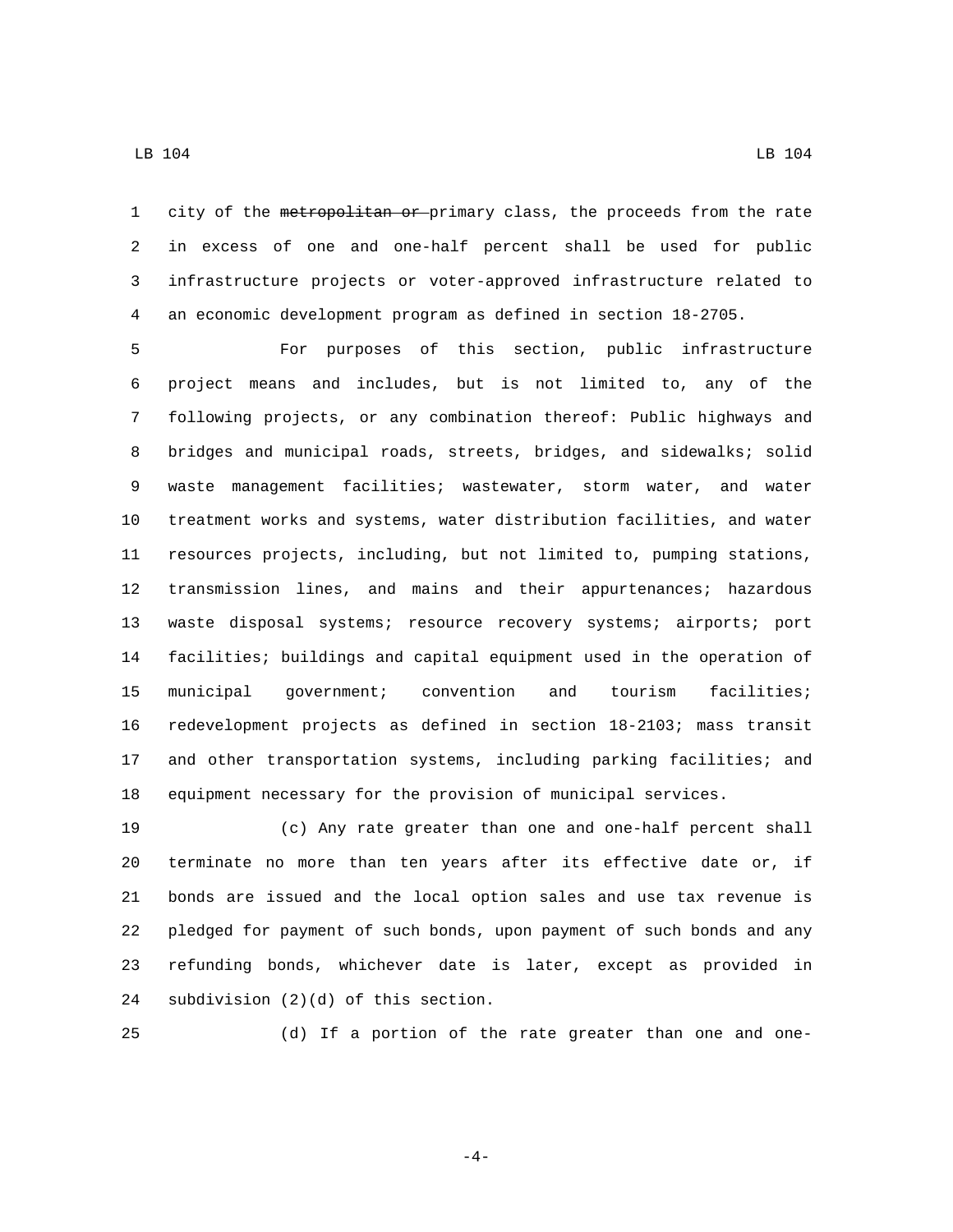city of the ~~metropolitan or~~ primary class, the proceeds from the rate in excess of one and one-half percent shall be used for public infrastructure projects or voter-approved infrastructure related to an economic development program as defined in section 18-2705.

For purposes of this section, public infrastructure project means and includes, but is not limited to, any of the following projects, or any combination thereof: Public highways and bridges and municipal roads, streets, bridges, and sidewalks; solid waste management facilities; wastewater, storm water, and water treatment works and systems, water distribution facilities, and water resources projects, including, but not limited to, pumping stations, transmission lines, and mains and their appurtenances; hazardous waste disposal systems; resource recovery systems; airports; port facilities; buildings and capital equipment used in the operation of municipal government; convention and tourism facilities; redevelopment projects as defined in section 18-2103; mass transit and other transportation systems, including parking facilities; and equipment necessary for the provision of municipal services.

(c) Any rate greater than one and one-half percent shall terminate no more than ten years after its effective date or, if bonds are issued and the local option sales and use tax revenue is pledged for payment of such bonds, upon payment of such bonds and any refunding bonds, whichever date is later, except as provided in subdivision (2)(d) of this section.

(d) If a portion of the rate greater than one and one-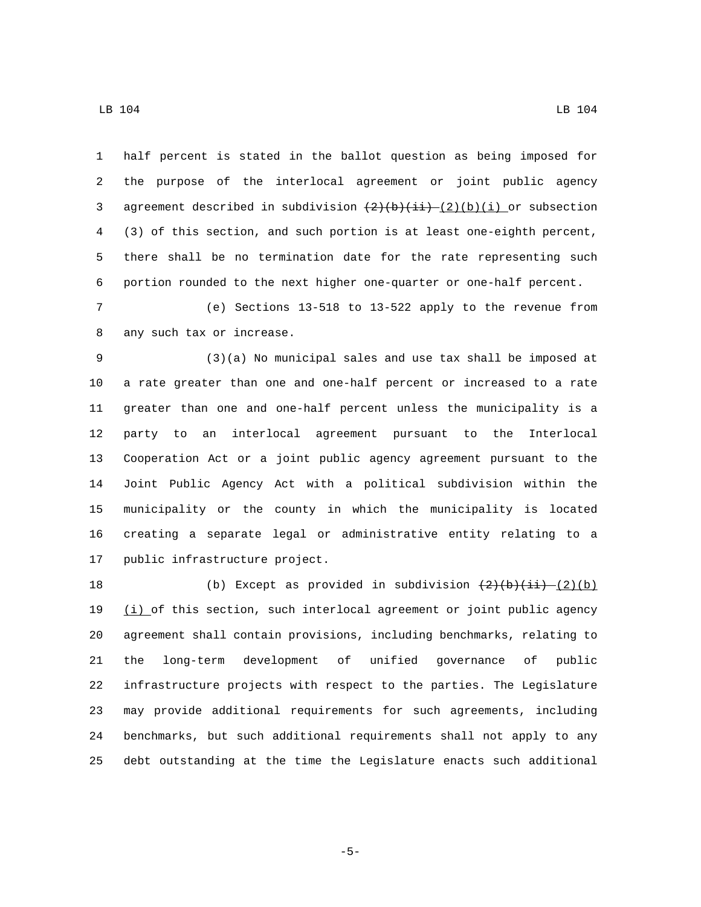half percent is stated in the ballot question as being imposed for the purpose of the interlocal agreement or joint public agency agreement described in subdivision ~~(2)(b)(ii)~~ (2)(b)(i) or subsection (3) of this section, and such portion is at least one-eighth percent, there shall be no termination date for the rate representing such portion rounded to the next higher one-quarter or one-half percent.

(e) Sections 13-518 to 13-522 apply to the revenue from any such tax or increase.

(3)(a) No municipal sales and use tax shall be imposed at a rate greater than one and one-half percent or increased to a rate greater than one and one-half percent unless the municipality is a party to an interlocal agreement pursuant to the Interlocal Cooperation Act or a joint public agency agreement pursuant to the Joint Public Agency Act with a political subdivision within the municipality or the county in which the municipality is located creating a separate legal or administrative entity relating to a public infrastructure project.

(b) Except as provided in subdivision ~~(2)(b)(ii)~~ (2)(b)(i) of this section, such interlocal agreement or joint public agency agreement shall contain provisions, including benchmarks, relating to the long-term development of unified governance of public infrastructure projects with respect to the parties. The Legislature may provide additional requirements for such agreements, including benchmarks, but such additional requirements shall not apply to any debt outstanding at the time the Legislature enacts such additional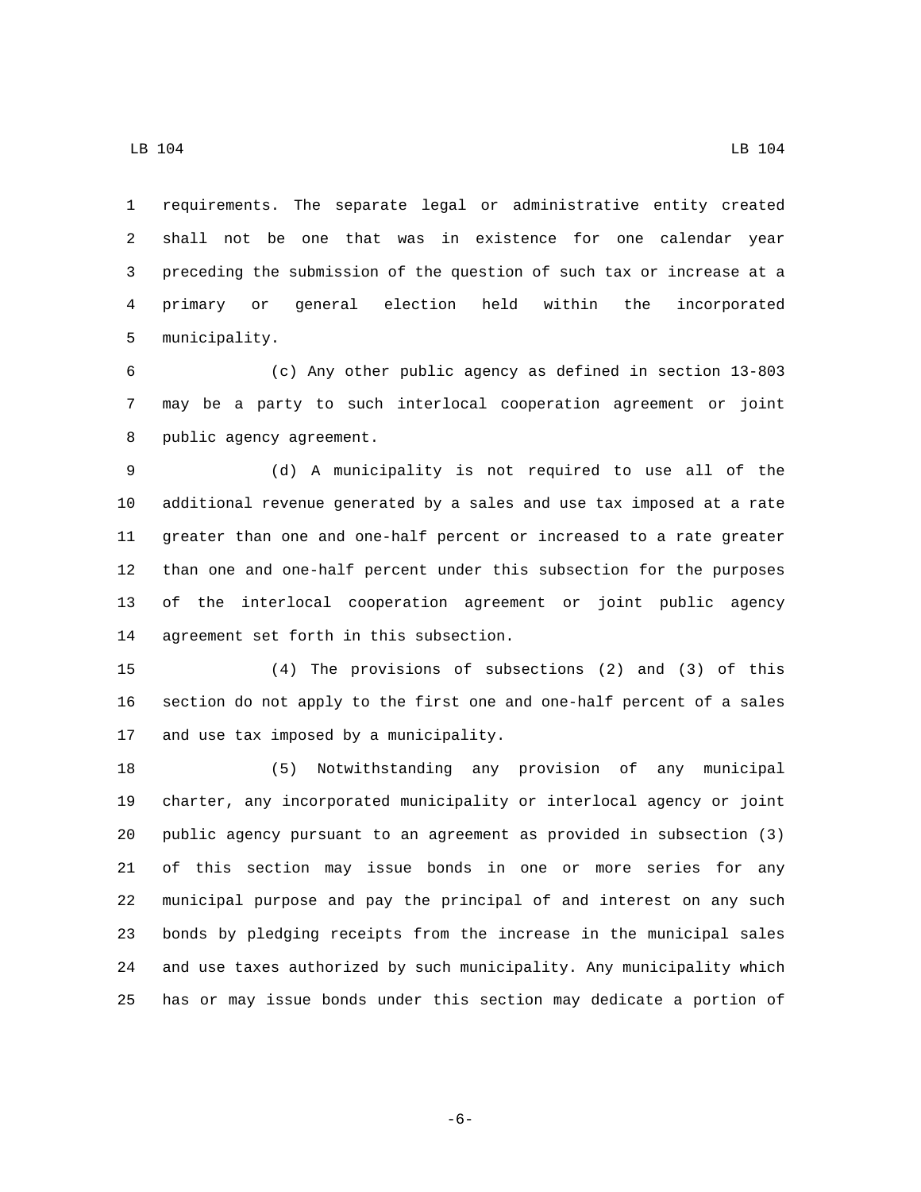requirements. The separate legal or administrative entity created shall not be one that was in existence for one calendar year preceding the submission of the question of such tax or increase at a primary or general election held within the incorporated municipality.

(c) Any other public agency as defined in section 13-803 may be a party to such interlocal cooperation agreement or joint public agency agreement.

(d) A municipality is not required to use all of the additional revenue generated by a sales and use tax imposed at a rate greater than one and one-half percent or increased to a rate greater than one and one-half percent under this subsection for the purposes of the interlocal cooperation agreement or joint public agency agreement set forth in this subsection.

(4) The provisions of subsections (2) and (3) of this section do not apply to the first one and one-half percent of a sales and use tax imposed by a municipality.

(5) Notwithstanding any provision of any municipal charter, any incorporated municipality or interlocal agency or joint public agency pursuant to an agreement as provided in subsection (3) of this section may issue bonds in one or more series for any municipal purpose and pay the principal of and interest on any such bonds by pledging receipts from the increase in the municipal sales and use taxes authorized by such municipality. Any municipality which has or may issue bonds under this section may dedicate a portion of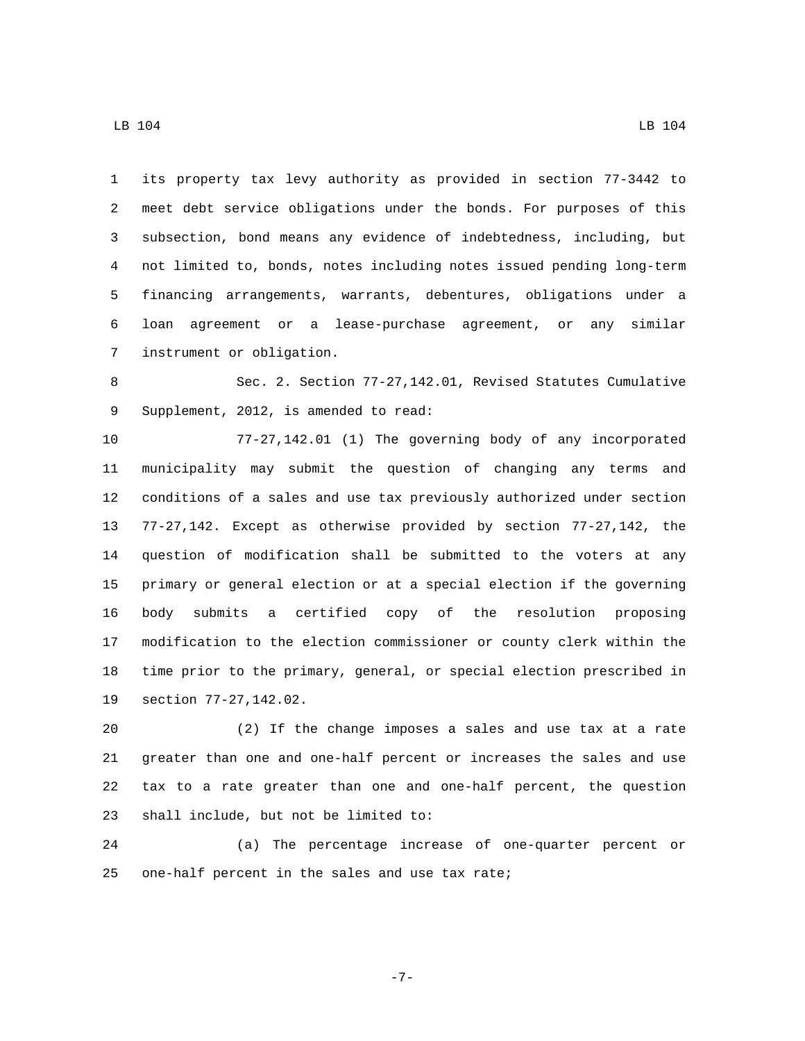its property tax levy authority as provided in section 77-3442 to meet debt service obligations under the bonds. For purposes of this subsection, bond means any evidence of indebtedness, including, but not limited to, bonds, notes including notes issued pending long-term financing arrangements, warrants, debentures, obligations under a loan agreement or a lease-purchase agreement, or any similar instrument or obligation.

Sec. 2. Section 77-27,142.01, Revised Statutes Cumulative Supplement, 2012, is amended to read:

77-27,142.01 (1) The governing body of any incorporated municipality may submit the question of changing any terms and conditions of a sales and use tax previously authorized under section 77-27,142. Except as otherwise provided by section 77-27,142, the question of modification shall be submitted to the voters at any primary or general election or at a special election if the governing body submits a certified copy of the resolution proposing modification to the election commissioner or county clerk within the time prior to the primary, general, or special election prescribed in section 77-27,142.02.

(2) If the change imposes a sales and use tax at a rate greater than one and one-half percent or increases the sales and use tax to a rate greater than one and one-half percent, the question shall include, but not be limited to:

(a) The percentage increase of one-quarter percent or one-half percent in the sales and use tax rate;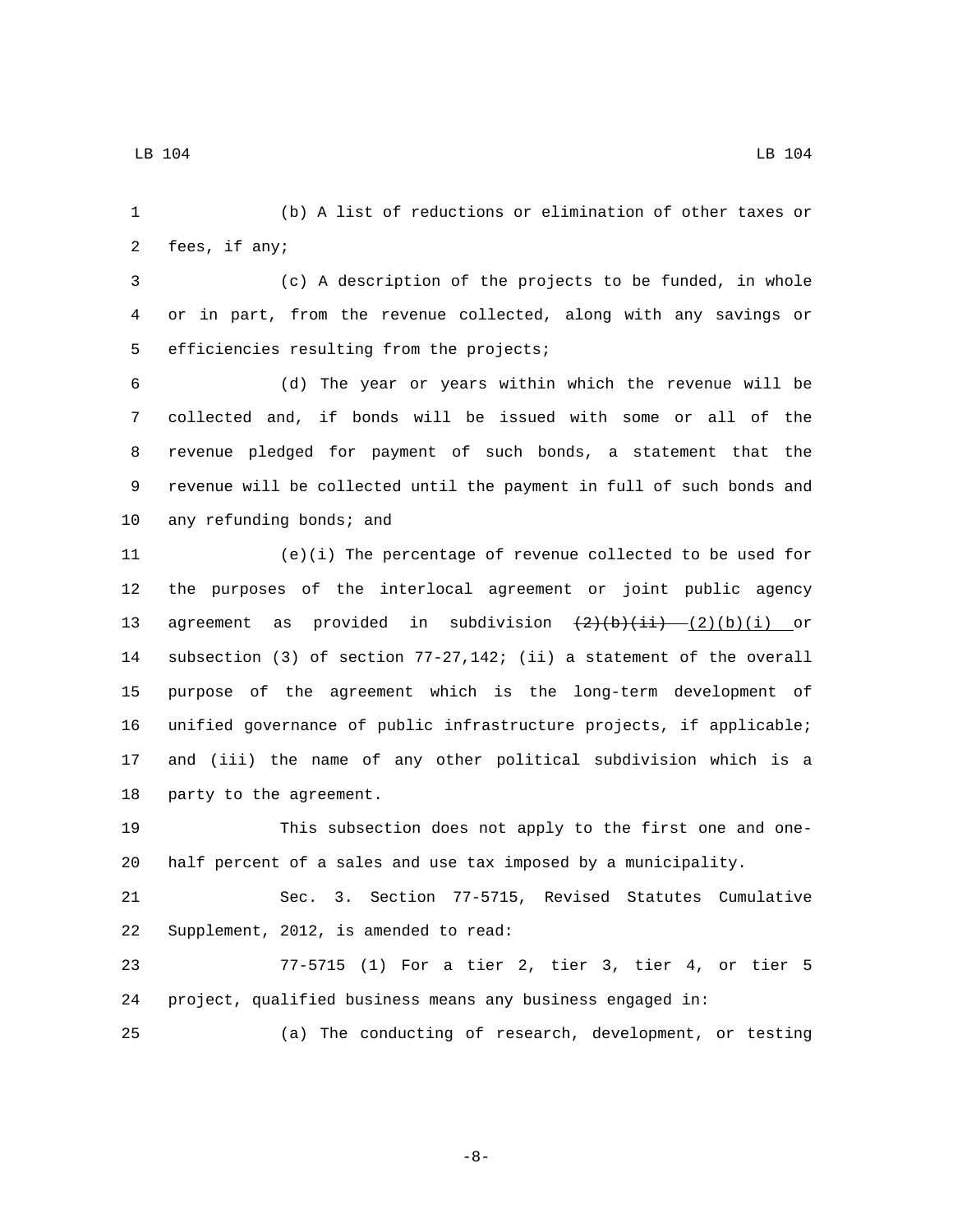(b) A list of reductions or elimination of other taxes or fees, if any;

(c) A description of the projects to be funded, in whole or in part, from the revenue collected, along with any savings or efficiencies resulting from the projects;

(d) The year or years within which the revenue will be collected and, if bonds will be issued with some or all of the revenue pledged for payment of such bonds, a statement that the revenue will be collected until the payment in full of such bonds and any refunding bonds; and

(e)(i) The percentage of revenue collected to be used for the purposes of the interlocal agreement or joint public agency agreement as provided in subdivision ~~(2)(b)(ii)~~ (2)(b)(i) or subsection (3) of section 77-27,142; (ii) a statement of the overall purpose of the agreement which is the long-term development of unified governance of public infrastructure projects, if applicable; and (iii) the name of any other political subdivision which is a party to the agreement.

This subsection does not apply to the first one and one-half percent of a sales and use tax imposed by a municipality.

Sec. 3. Section 77-5715, Revised Statutes Cumulative Supplement, 2012, is amended to read:

77-5715 (1) For a tier 2, tier 3, tier 4, or tier 5 project, qualified business means any business engaged in:

(a) The conducting of research, development, or testing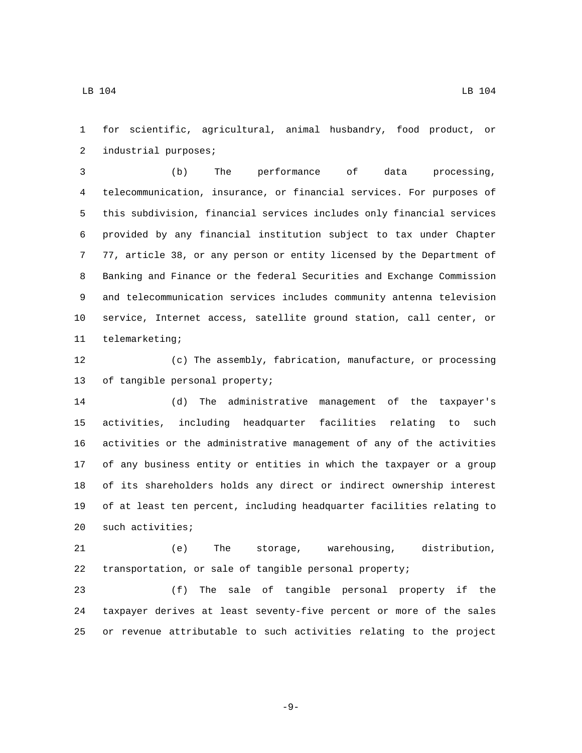for scientific, agricultural, animal husbandry, food product, or industrial purposes;

(b) The performance of data processing, telecommunication, insurance, or financial services. For purposes of this subdivision, financial services includes only financial services provided by any financial institution subject to tax under Chapter 77, article 38, or any person or entity licensed by the Department of Banking and Finance or the federal Securities and Exchange Commission and telecommunication services includes community antenna television service, Internet access, satellite ground station, call center, or telemarketing;

(c) The assembly, fabrication, manufacture, or processing of tangible personal property;

(d) The administrative management of the taxpayer's activities, including headquarter facilities relating to such activities or the administrative management of any of the activities of any business entity or entities in which the taxpayer or a group of its shareholders holds any direct or indirect ownership interest of at least ten percent, including headquarter facilities relating to such activities;

(e) The storage, warehousing, distribution, transportation, or sale of tangible personal property;

(f) The sale of tangible personal property if the taxpayer derives at least seventy-five percent or more of the sales or revenue attributable to such activities relating to the project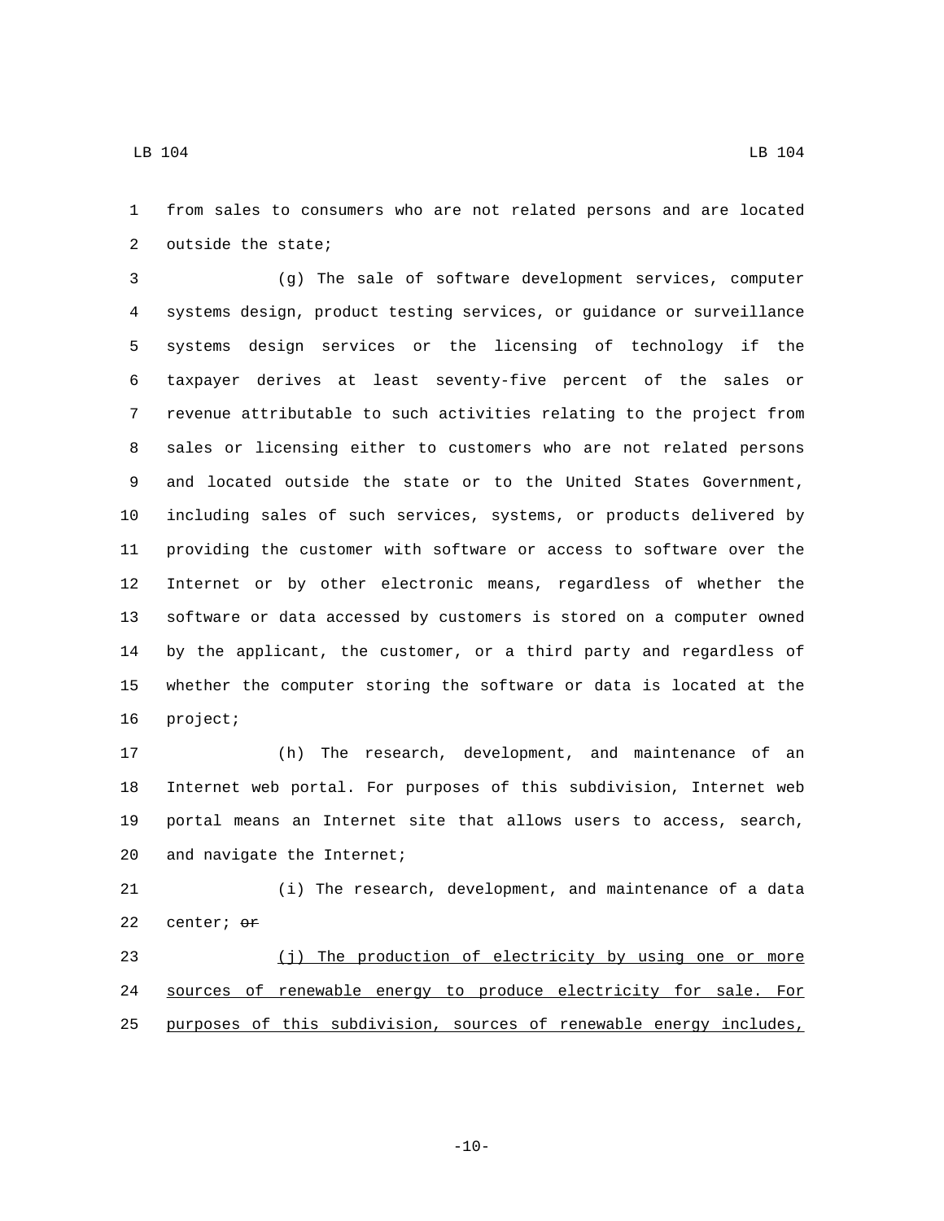from sales to consumers who are not related persons and are located outside the state;

(g) The sale of software development services, computer systems design, product testing services, or guidance or surveillance systems design services or the licensing of technology if the taxpayer derives at least seventy-five percent of the sales or revenue attributable to such activities relating to the project from sales or licensing either to customers who are not related persons and located outside the state or to the United States Government, including sales of such services, systems, or products delivered by providing the customer with software or access to software over the Internet or by other electronic means, regardless of whether the software or data accessed by customers is stored on a computer owned by the applicant, the customer, or a third party and regardless of whether the computer storing the software or data is located at the project;

(h) The research, development, and maintenance of an Internet web portal. For purposes of this subdivision, Internet web portal means an Internet site that allows users to access, search, and navigate the Internet;

(i) The research, development, and maintenance of a data center; ~~or~~

<u>(j) The production of electricity by using one or more sources of renewable energy to produce electricity for sale. For purposes of this subdivision, sources of renewable energy includes,</u>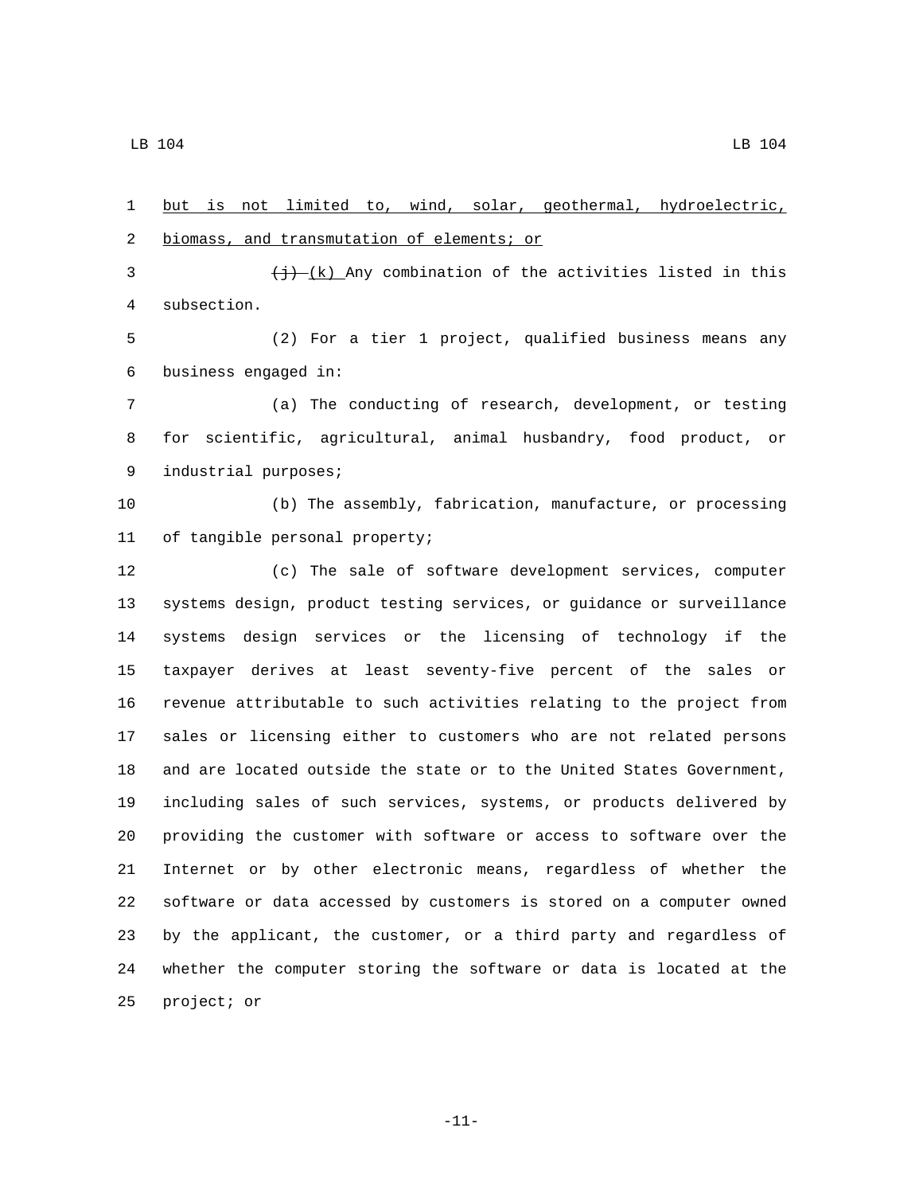but is not limited to, wind, solar, geothermal, hydroelectric, biomass, and transmutation of elements; or

~~(j)~~ (k) Any combination of the activities listed in this subsection.

(2) For a tier 1 project, qualified business means any business engaged in:

(a) The conducting of research, development, or testing for scientific, agricultural, animal husbandry, food product, or industrial purposes;

(b) The assembly, fabrication, manufacture, or processing of tangible personal property;

(c) The sale of software development services, computer systems design, product testing services, or guidance or surveillance systems design services or the licensing of technology if the taxpayer derives at least seventy-five percent of the sales or revenue attributable to such activities relating to the project from sales or licensing either to customers who are not related persons and are located outside the state or to the United States Government, including sales of such services, systems, or products delivered by providing the customer with software or access to software over the Internet or by other electronic means, regardless of whether the software or data accessed by customers is stored on a computer owned by the applicant, the customer, or a third party and regardless of whether the computer storing the software or data is located at the project; or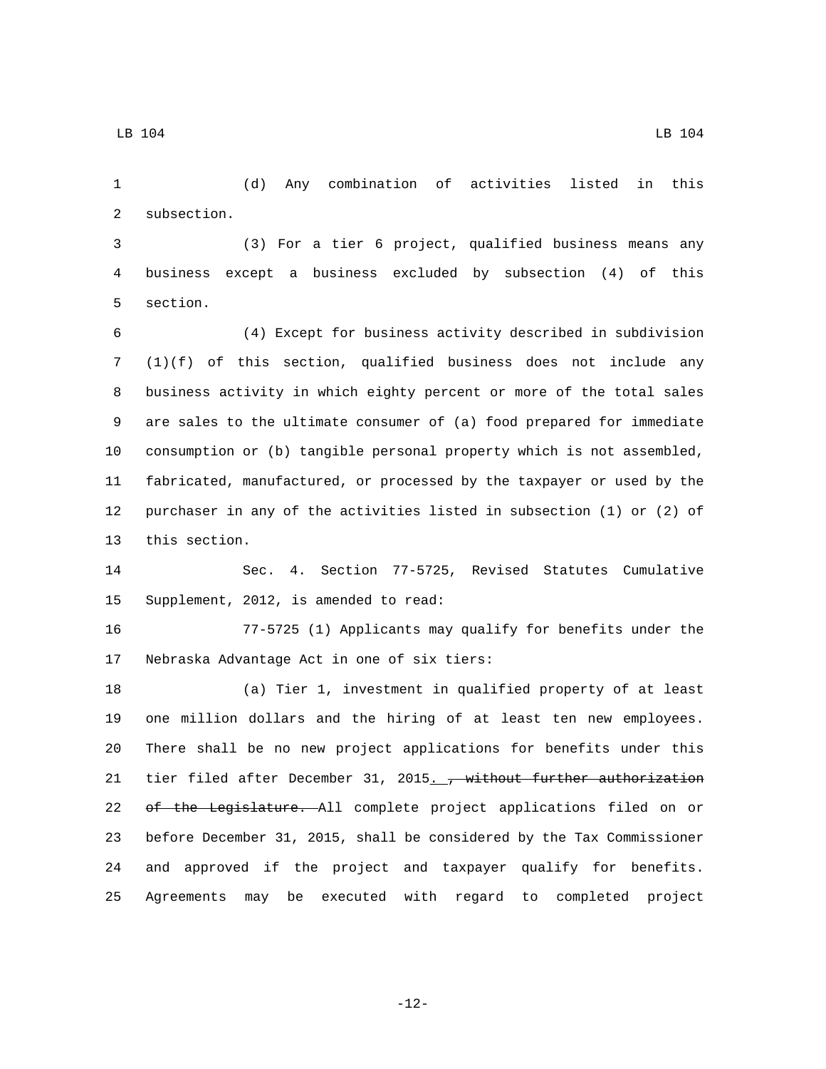(d) Any combination of activities listed in this subsection.

(3) For a tier 6 project, qualified business means any business except a business excluded by subsection (4) of this section.

(4) Except for business activity described in subdivision (1)(f) of this section, qualified business does not include any business activity in which eighty percent or more of the total sales are sales to the ultimate consumer of (a) food prepared for immediate consumption or (b) tangible personal property which is not assembled, fabricated, manufactured, or processed by the taxpayer or used by the purchaser in any of the activities listed in subsection (1) or (2) of this section.

Sec. 4. Section 77-5725, Revised Statutes Cumulative Supplement, 2012, is amended to read:

77-5725 (1) Applicants may qualify for benefits under the Nebraska Advantage Act in one of six tiers:

(a) Tier 1, investment in qualified property of at least one million dollars and the hiring of at least ten new employees. There shall be no new project applications for benefits under this tier filed after December 31, 2015. ~~, without further authorization of the Legislature.~~ All complete project applications filed on or before December 31, 2015, shall be considered by the Tax Commissioner and approved if the project and taxpayer qualify for benefits. Agreements may be executed with regard to completed project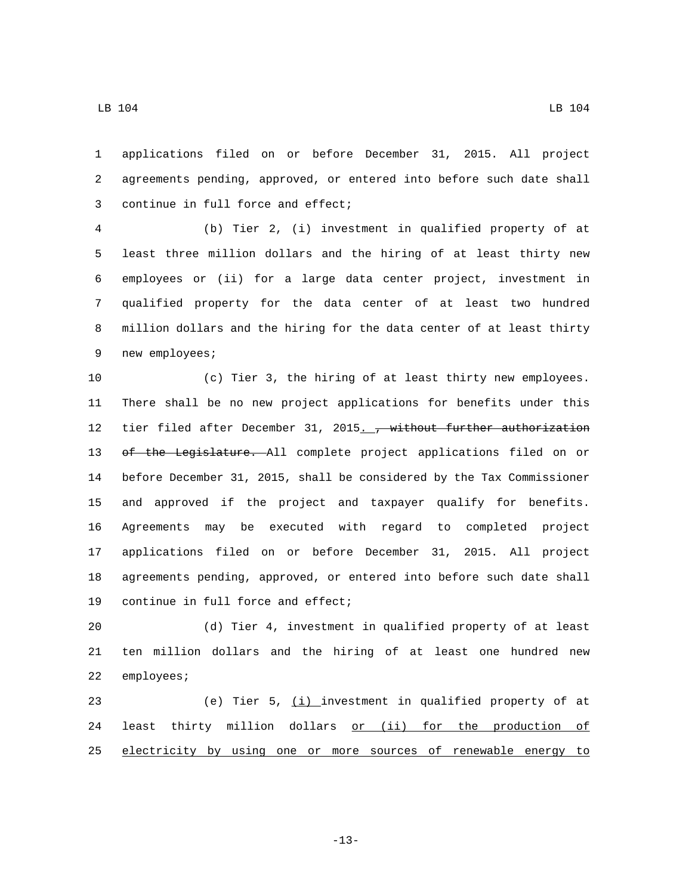applications filed on or before December 31, 2015. All project agreements pending, approved, or entered into before such date shall continue in full force and effect;

(b) Tier 2, (i) investment in qualified property of at least three million dollars and the hiring of at least thirty new employees or (ii) for a large data center project, investment in qualified property for the data center of at least two hundred million dollars and the hiring for the data center of at least thirty new employees;

(c) Tier 3, the hiring of at least thirty new employees. There shall be no new project applications for benefits under this tier filed after December 31, 2015<u>.</u> ~~, without further authorization of the Legislature.~~ All complete project applications filed on or before December 31, 2015, shall be considered by the Tax Commissioner and approved if the project and taxpayer qualify for benefits. Agreements may be executed with regard to completed project applications filed on or before December 31, 2015. All project agreements pending, approved, or entered into before such date shall continue in full force and effect;

(d) Tier 4, investment in qualified property of at least ten million dollars and the hiring of at least one hundred new employees;

(e) Tier 5, <u>(i)</u> investment in qualified property of at least thirty million dollars <u>or (ii) for the production of electricity by using one or more sources of renewable energy to</u>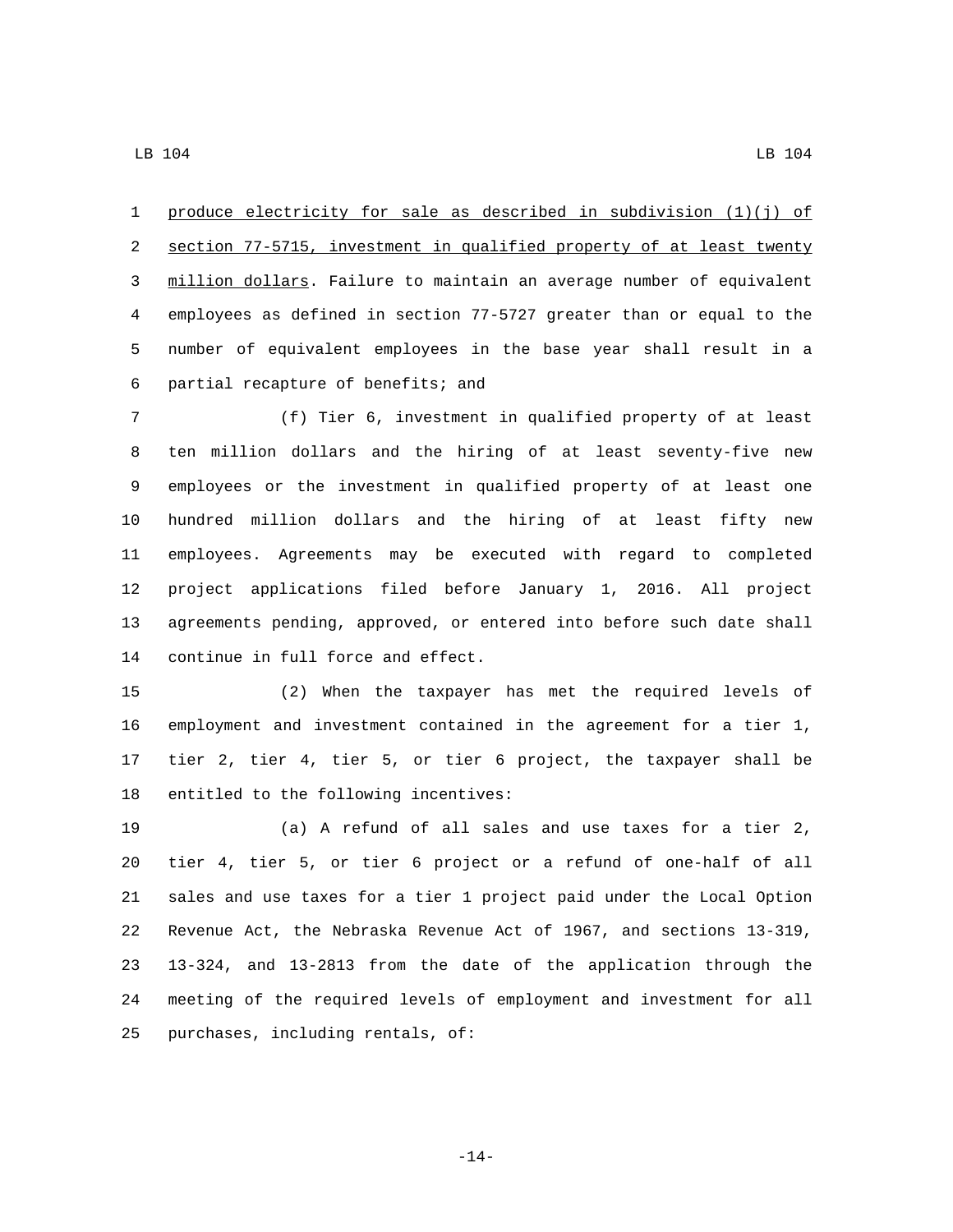produce electricity for sale as described in subdivision (1)(j) of section 77-5715, investment in qualified property of at least twenty million dollars. Failure to maintain an average number of equivalent employees as defined in section 77-5727 greater than or equal to the number of equivalent employees in the base year shall result in a partial recapture of benefits; and

(f) Tier 6, investment in qualified property of at least ten million dollars and the hiring of at least seventy-five new employees or the investment in qualified property of at least one hundred million dollars and the hiring of at least fifty new employees. Agreements may be executed with regard to completed project applications filed before January 1, 2016. All project agreements pending, approved, or entered into before such date shall continue in full force and effect.

(2) When the taxpayer has met the required levels of employment and investment contained in the agreement for a tier 1, tier 2, tier 4, tier 5, or tier 6 project, the taxpayer shall be entitled to the following incentives:

(a) A refund of all sales and use taxes for a tier 2, tier 4, tier 5, or tier 6 project or a refund of one-half of all sales and use taxes for a tier 1 project paid under the Local Option Revenue Act, the Nebraska Revenue Act of 1967, and sections 13-319, 13-324, and 13-2813 from the date of the application through the meeting of the required levels of employment and investment for all purchases, including rentals, of: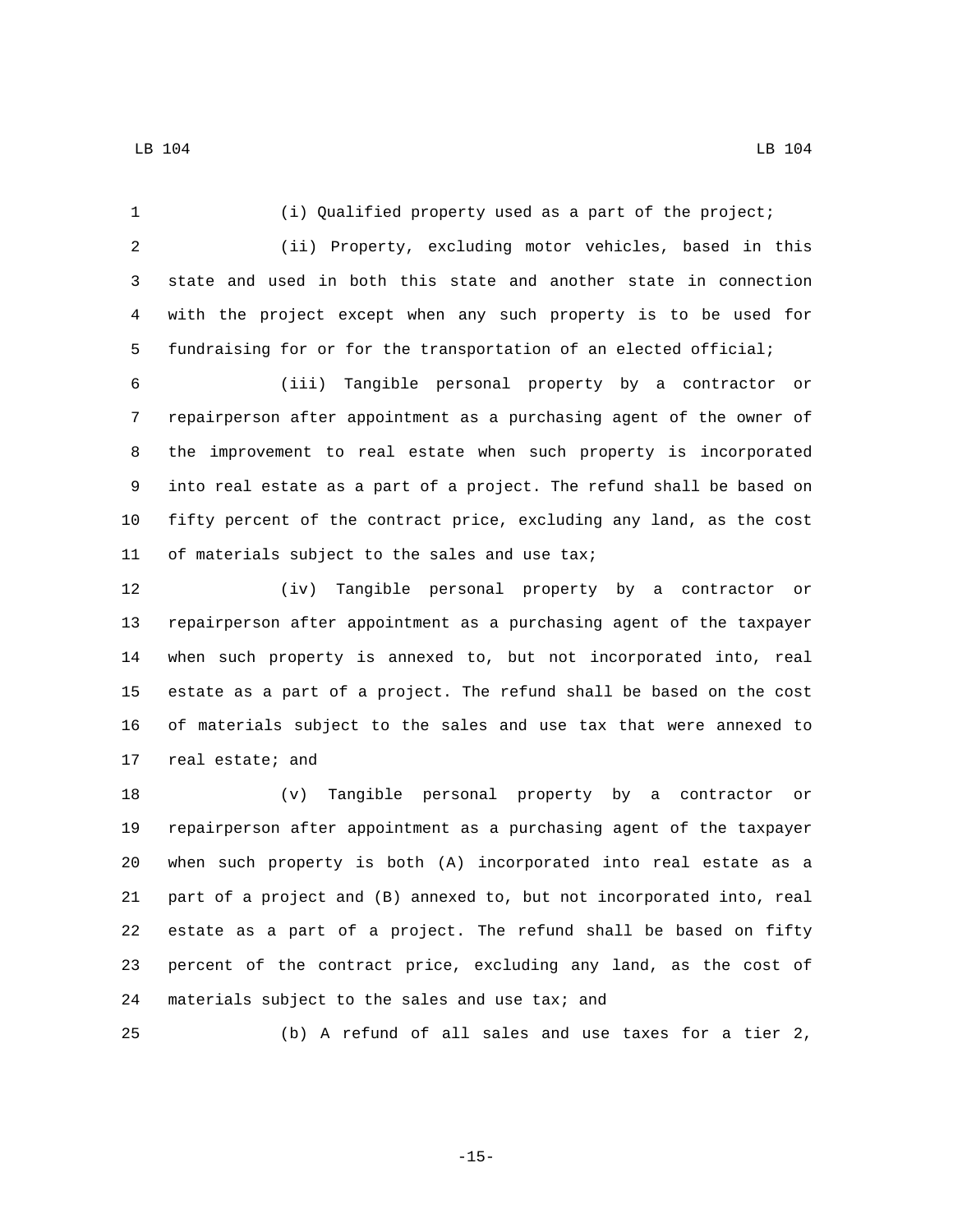(i) Qualified property used as a part of the project;

(ii) Property, excluding motor vehicles, based in this state and used in both this state and another state in connection with the project except when any such property is to be used for fundraising for or for the transportation of an elected official;

(iii) Tangible personal property by a contractor or repairperson after appointment as a purchasing agent of the owner of the improvement to real estate when such property is incorporated into real estate as a part of a project. The refund shall be based on fifty percent of the contract price, excluding any land, as the cost of materials subject to the sales and use tax;

(iv) Tangible personal property by a contractor or repairperson after appointment as a purchasing agent of the taxpayer when such property is annexed to, but not incorporated into, real estate as a part of a project. The refund shall be based on the cost of materials subject to the sales and use tax that were annexed to real estate; and

(v) Tangible personal property by a contractor or repairperson after appointment as a purchasing agent of the taxpayer when such property is both (A) incorporated into real estate as a part of a project and (B) annexed to, but not incorporated into, real estate as a part of a project. The refund shall be based on fifty percent of the contract price, excluding any land, as the cost of materials subject to the sales and use tax; and

(b) A refund of all sales and use taxes for a tier 2,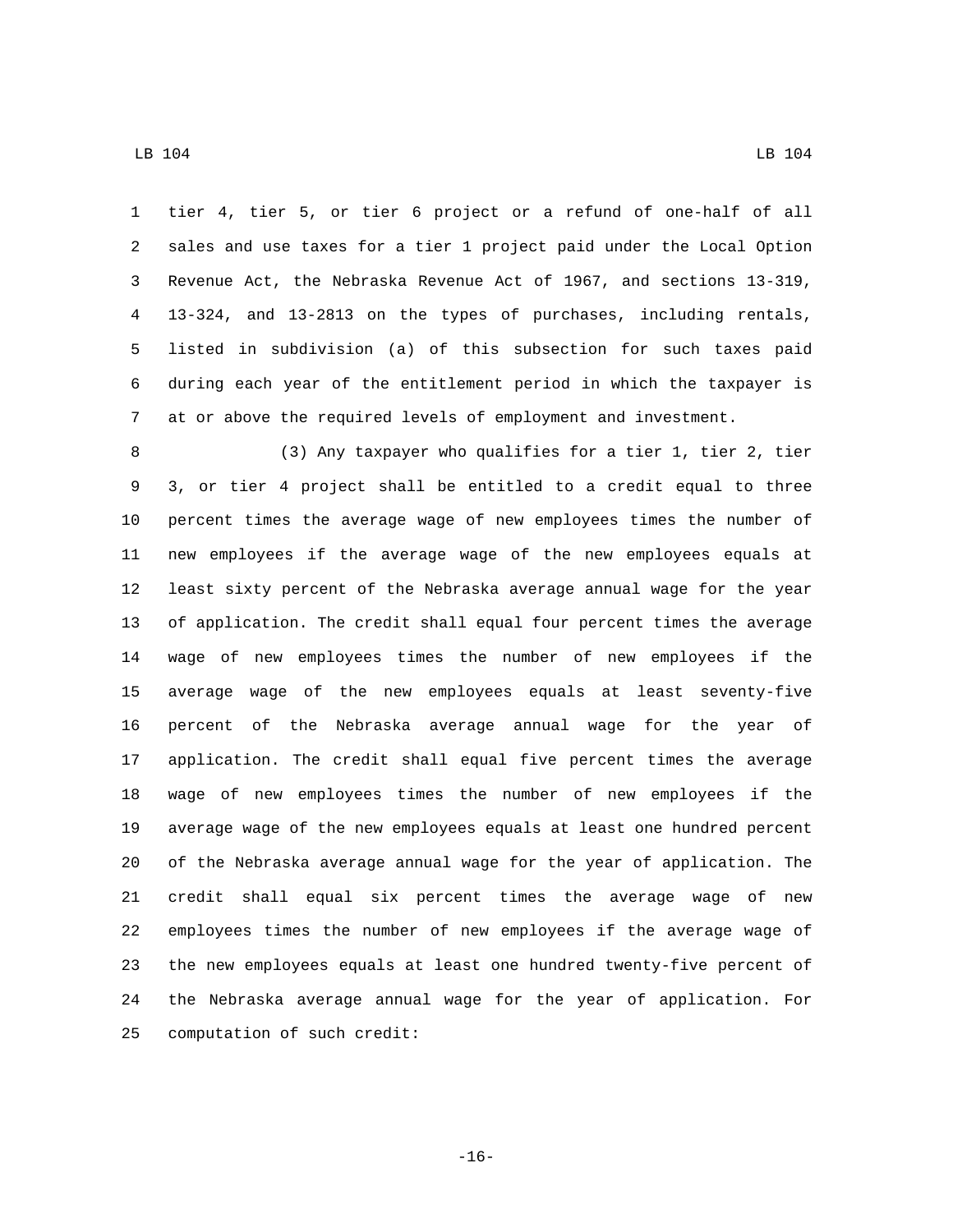tier 4, tier 5, or tier 6 project or a refund of one-half of all sales and use taxes for a tier 1 project paid under the Local Option Revenue Act, the Nebraska Revenue Act of 1967, and sections 13-319, 13-324, and 13-2813 on the types of purchases, including rentals, listed in subdivision (a) of this subsection for such taxes paid during each year of the entitlement period in which the taxpayer is at or above the required levels of employment and investment.

(3) Any taxpayer who qualifies for a tier 1, tier 2, tier 3, or tier 4 project shall be entitled to a credit equal to three percent times the average wage of new employees times the number of new employees if the average wage of the new employees equals at least sixty percent of the Nebraska average annual wage for the year of application. The credit shall equal four percent times the average wage of new employees times the number of new employees if the average wage of the new employees equals at least seventy-five percent of the Nebraska average annual wage for the year of application. The credit shall equal five percent times the average wage of new employees times the number of new employees if the average wage of the new employees equals at least one hundred percent of the Nebraska average annual wage for the year of application. The credit shall equal six percent times the average wage of new employees times the number of new employees if the average wage of the new employees equals at least one hundred twenty-five percent of the Nebraska average annual wage for the year of application. For computation of such credit: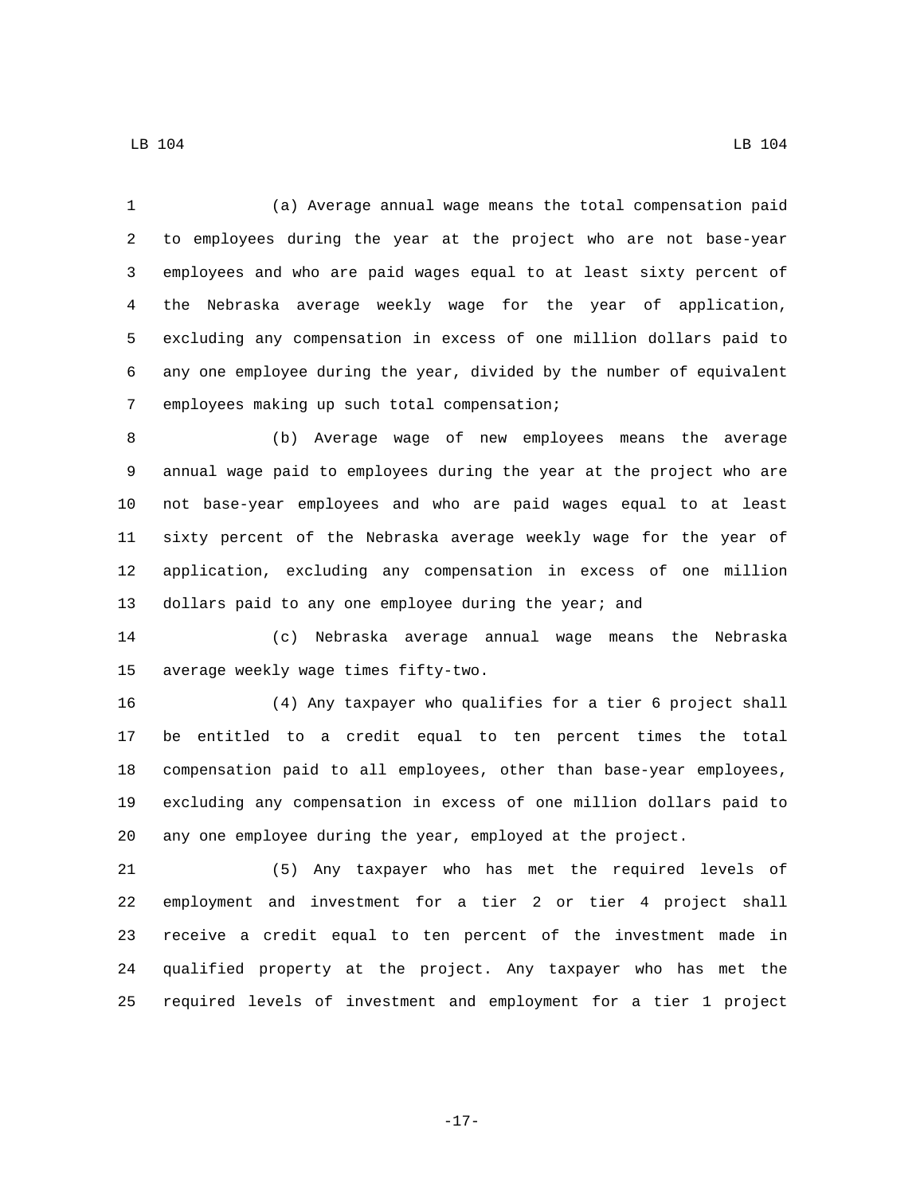(a) Average annual wage means the total compensation paid to employees during the year at the project who are not base-year employees and who are paid wages equal to at least sixty percent of the Nebraska average weekly wage for the year of application, excluding any compensation in excess of one million dollars paid to any one employee during the year, divided by the number of equivalent employees making up such total compensation;

(b) Average wage of new employees means the average annual wage paid to employees during the year at the project who are not base-year employees and who are paid wages equal to at least sixty percent of the Nebraska average weekly wage for the year of application, excluding any compensation in excess of one million dollars paid to any one employee during the year; and

(c) Nebraska average annual wage means the Nebraska average weekly wage times fifty-two.

(4) Any taxpayer who qualifies for a tier 6 project shall be entitled to a credit equal to ten percent times the total compensation paid to all employees, other than base-year employees, excluding any compensation in excess of one million dollars paid to any one employee during the year, employed at the project.

(5) Any taxpayer who has met the required levels of employment and investment for a tier 2 or tier 4 project shall receive a credit equal to ten percent of the investment made in qualified property at the project. Any taxpayer who has met the required levels of investment and employment for a tier 1 project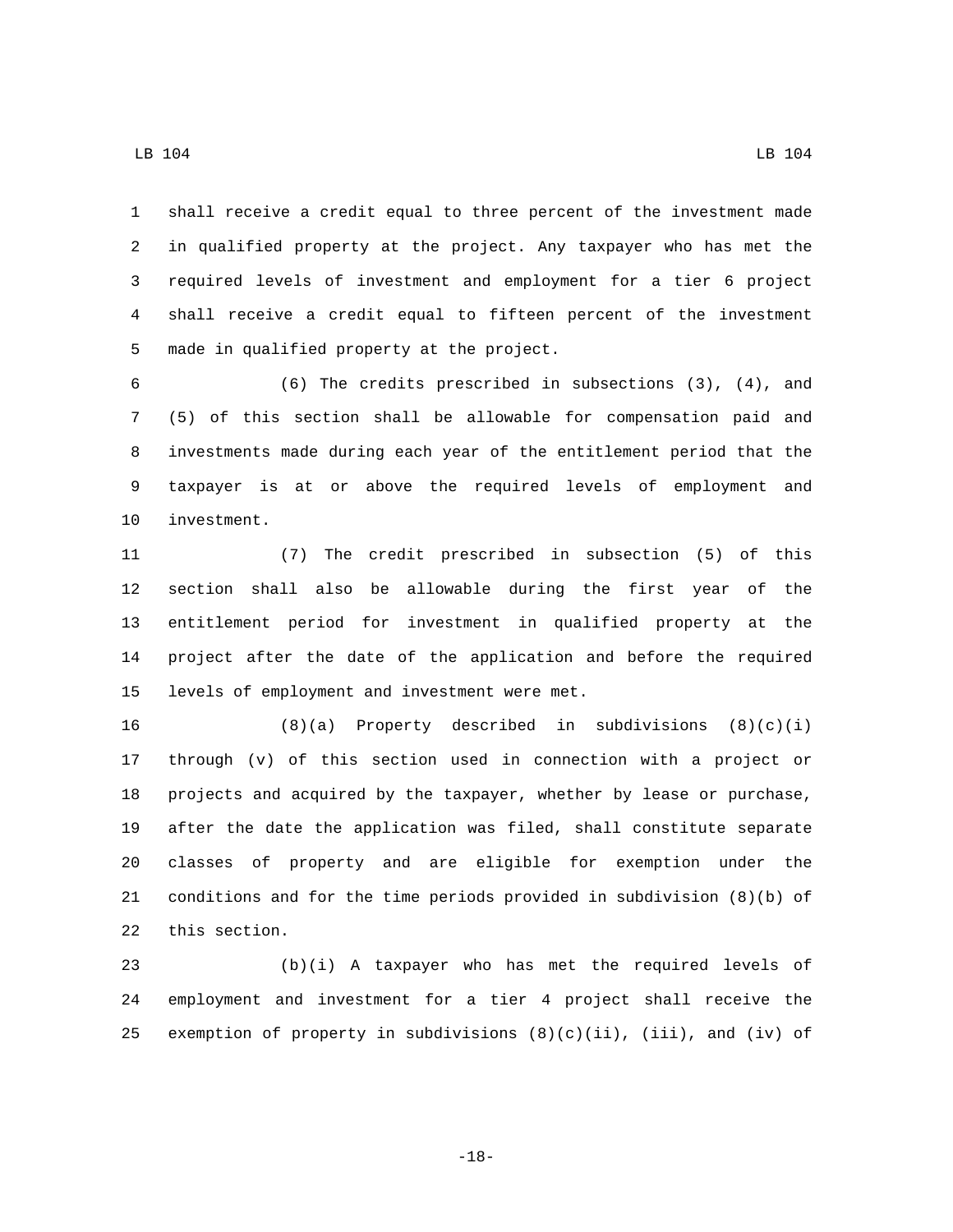shall receive a credit equal to three percent of the investment made in qualified property at the project. Any taxpayer who has met the required levels of investment and employment for a tier 6 project shall receive a credit equal to fifteen percent of the investment made in qualified property at the project.

(6) The credits prescribed in subsections (3), (4), and (5) of this section shall be allowable for compensation paid and investments made during each year of the entitlement period that the taxpayer is at or above the required levels of employment and investment.

(7) The credit prescribed in subsection (5) of this section shall also be allowable during the first year of the entitlement period for investment in qualified property at the project after the date of the application and before the required levels of employment and investment were met.

(8)(a) Property described in subdivisions (8)(c)(i) through (v) of this section used in connection with a project or projects and acquired by the taxpayer, whether by lease or purchase, after the date the application was filed, shall constitute separate classes of property and are eligible for exemption under the conditions and for the time periods provided in subdivision (8)(b) of this section.

(b)(i) A taxpayer who has met the required levels of employment and investment for a tier 4 project shall receive the exemption of property in subdivisions (8)(c)(ii), (iii), and (iv) of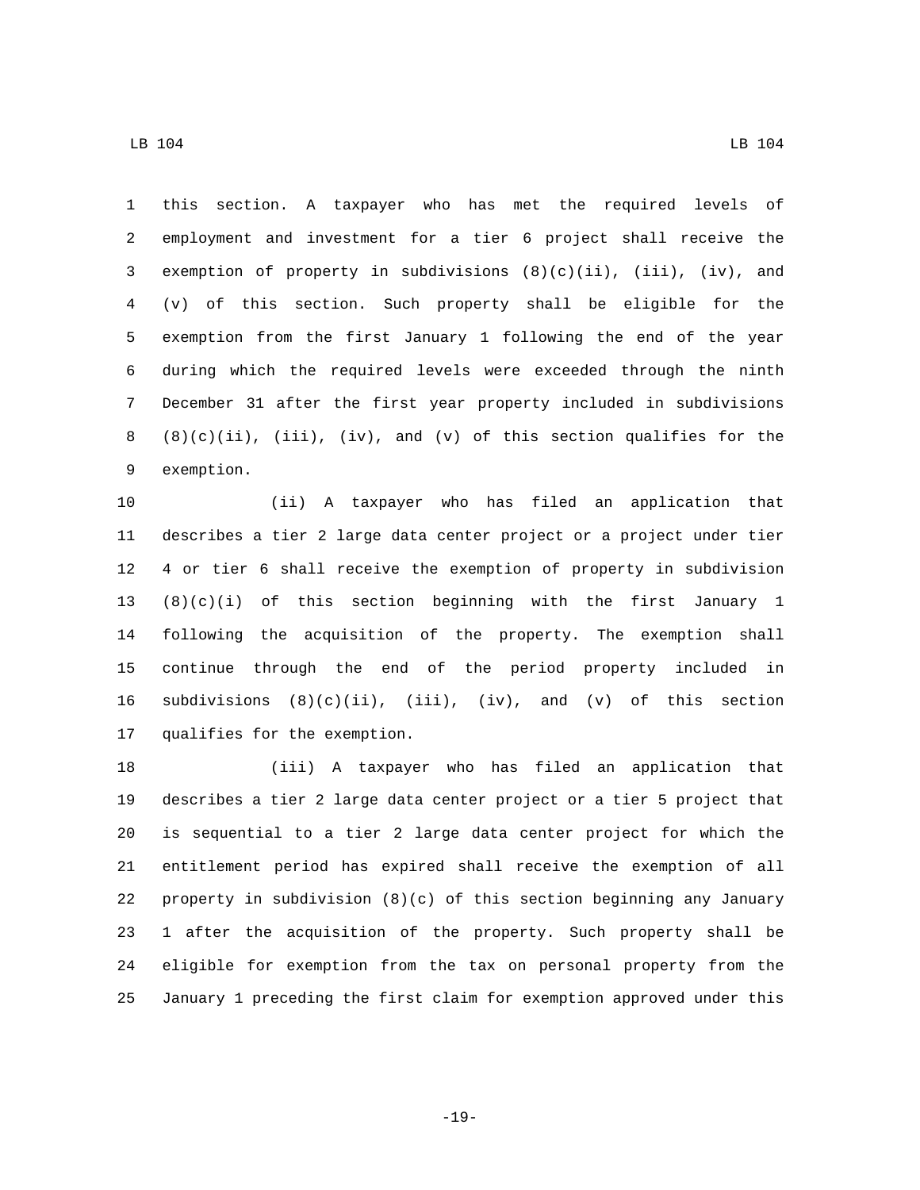this section. A taxpayer who has met the required levels of employment and investment for a tier 6 project shall receive the exemption of property in subdivisions (8)(c)(ii), (iii), (iv), and (v) of this section. Such property shall be eligible for the exemption from the first January 1 following the end of the year during which the required levels were exceeded through the ninth December 31 after the first year property included in subdivisions (8)(c)(ii), (iii), (iv), and (v) of this section qualifies for the exemption.

(ii) A taxpayer who has filed an application that describes a tier 2 large data center project or a project under tier 4 or tier 6 shall receive the exemption of property in subdivision (8)(c)(i) of this section beginning with the first January 1 following the acquisition of the property. The exemption shall continue through the end of the period property included in subdivisions (8)(c)(ii), (iii), (iv), and (v) of this section qualifies for the exemption.

(iii) A taxpayer who has filed an application that describes a tier 2 large data center project or a tier 5 project that is sequential to a tier 2 large data center project for which the entitlement period has expired shall receive the exemption of all property in subdivision (8)(c) of this section beginning any January 1 after the acquisition of the property. Such property shall be eligible for exemption from the tax on personal property from the January 1 preceding the first claim for exemption approved under this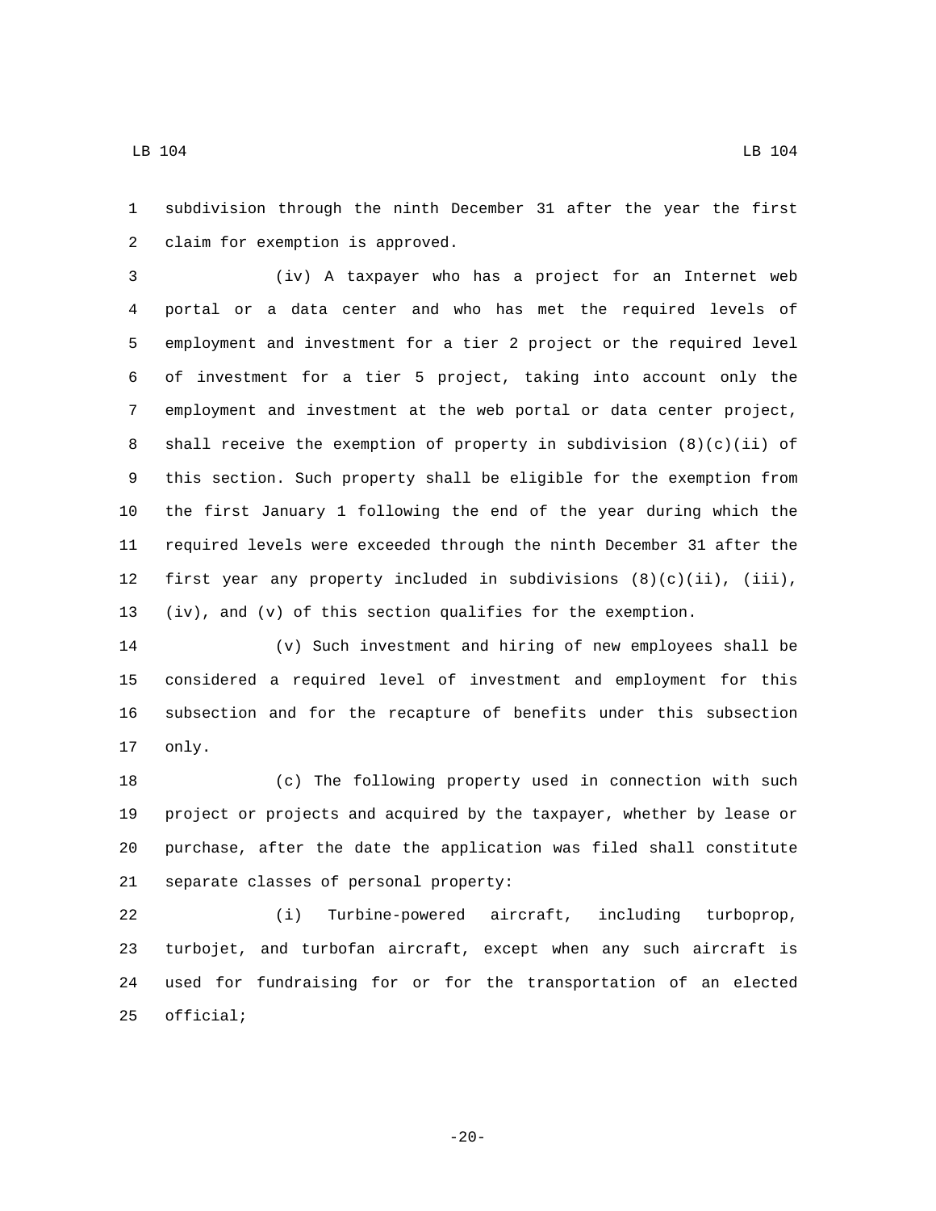subdivision through the ninth December 31 after the year the first claim for exemption is approved.

(iv) A taxpayer who has a project for an Internet web portal or a data center and who has met the required levels of employment and investment for a tier 2 project or the required level of investment for a tier 5 project, taking into account only the employment and investment at the web portal or data center project, shall receive the exemption of property in subdivision (8)(c)(ii) of this section. Such property shall be eligible for the exemption from the first January 1 following the end of the year during which the required levels were exceeded through the ninth December 31 after the first year any property included in subdivisions (8)(c)(ii), (iii), (iv), and (v) of this section qualifies for the exemption.

(v) Such investment and hiring of new employees shall be considered a required level of investment and employment for this subsection and for the recapture of benefits under this subsection only.

(c) The following property used in connection with such project or projects and acquired by the taxpayer, whether by lease or purchase, after the date the application was filed shall constitute separate classes of personal property:

(i) Turbine-powered aircraft, including turboprop, turbojet, and turbofan aircraft, except when any such aircraft is used for fundraising for or for the transportation of an elected official;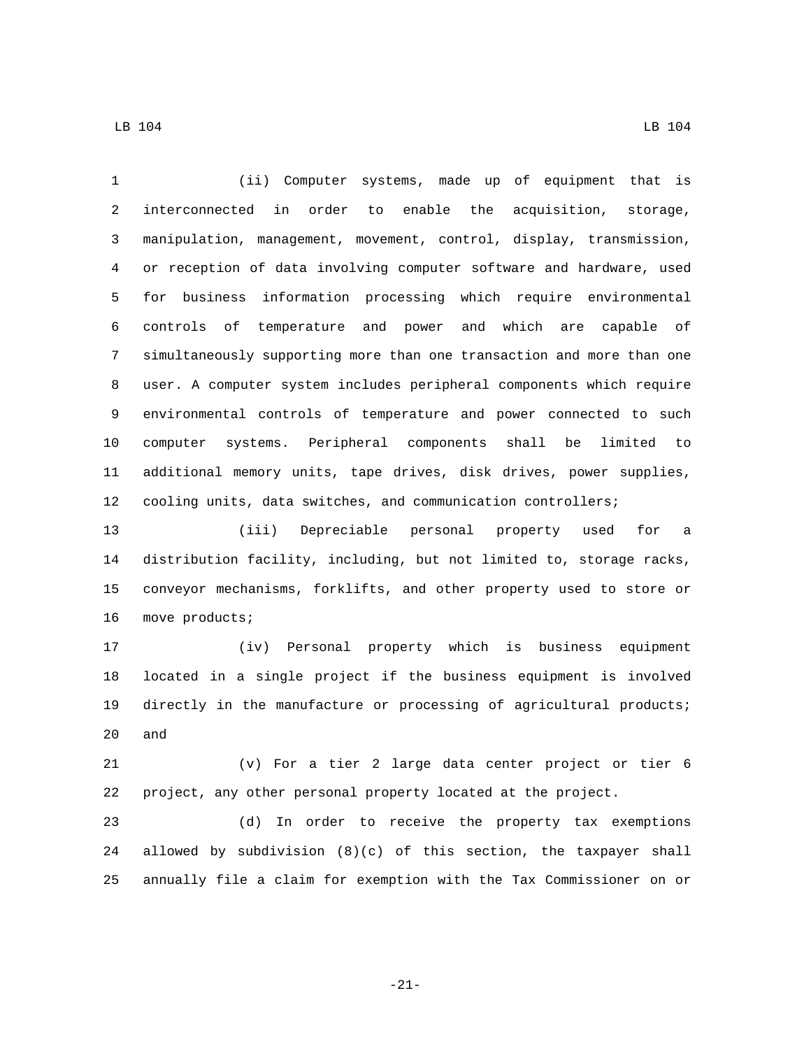(ii) Computer systems, made up of equipment that is interconnected in order to enable the acquisition, storage, manipulation, management, movement, control, display, transmission, or reception of data involving computer software and hardware, used for business information processing which require environmental controls of temperature and power and which are capable of simultaneously supporting more than one transaction and more than one user. A computer system includes peripheral components which require environmental controls of temperature and power connected to such computer systems. Peripheral components shall be limited to additional memory units, tape drives, disk drives, power supplies, cooling units, data switches, and communication controllers;

(iii) Depreciable personal property used for a distribution facility, including, but not limited to, storage racks, conveyor mechanisms, forklifts, and other property used to store or move products;

(iv) Personal property which is business equipment located in a single project if the business equipment is involved directly in the manufacture or processing of agricultural products; and

(v) For a tier 2 large data center project or tier 6 project, any other personal property located at the project.

(d) In order to receive the property tax exemptions allowed by subdivision (8)(c) of this section, the taxpayer shall annually file a claim for exemption with the Tax Commissioner on or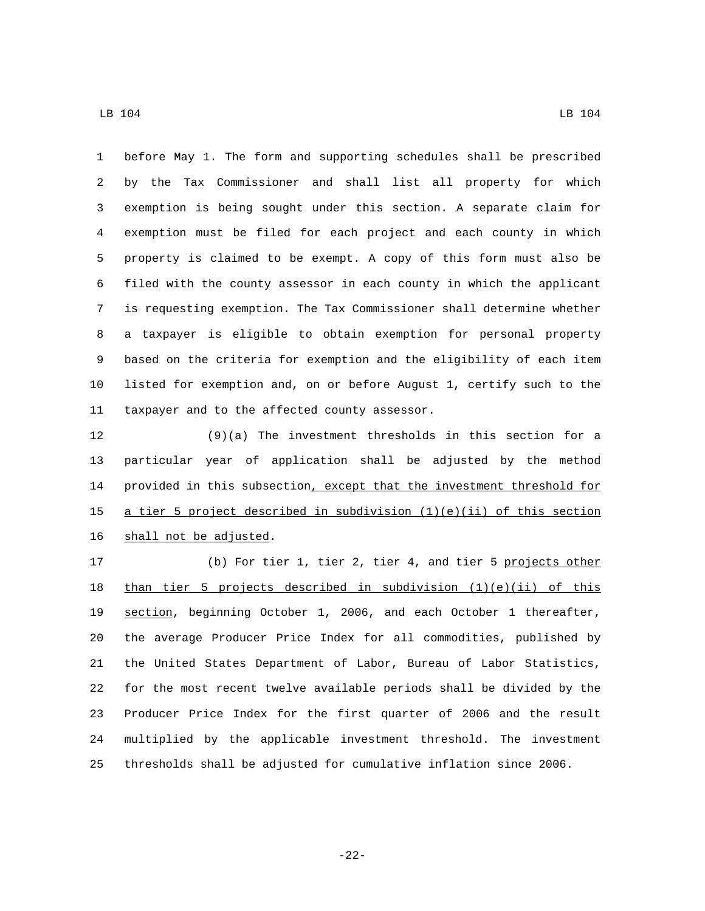before May 1. The form and supporting schedules shall be prescribed by the Tax Commissioner and shall list all property for which exemption is being sought under this section. A separate claim for exemption must be filed for each project and each county in which property is claimed to be exempt. A copy of this form must also be filed with the county assessor in each county in which the applicant is requesting exemption. The Tax Commissioner shall determine whether a taxpayer is eligible to obtain exemption for personal property based on the criteria for exemption and the eligibility of each item listed for exemption and, on or before August 1, certify such to the taxpayer and to the affected county assessor.

(9)(a) The investment thresholds in this section for a particular year of application shall be adjusted by the method provided in this subsection, except that the investment threshold for a tier 5 project described in subdivision (1)(e)(ii) of this section shall not be adjusted.

(b) For tier 1, tier 2, tier 4, and tier 5 projects other than tier 5 projects described in subdivision (1)(e)(ii) of this section, beginning October 1, 2006, and each October 1 thereafter, the average Producer Price Index for all commodities, published by the United States Department of Labor, Bureau of Labor Statistics, for the most recent twelve available periods shall be divided by the Producer Price Index for the first quarter of 2006 and the result multiplied by the applicable investment threshold. The investment thresholds shall be adjusted for cumulative inflation since 2006.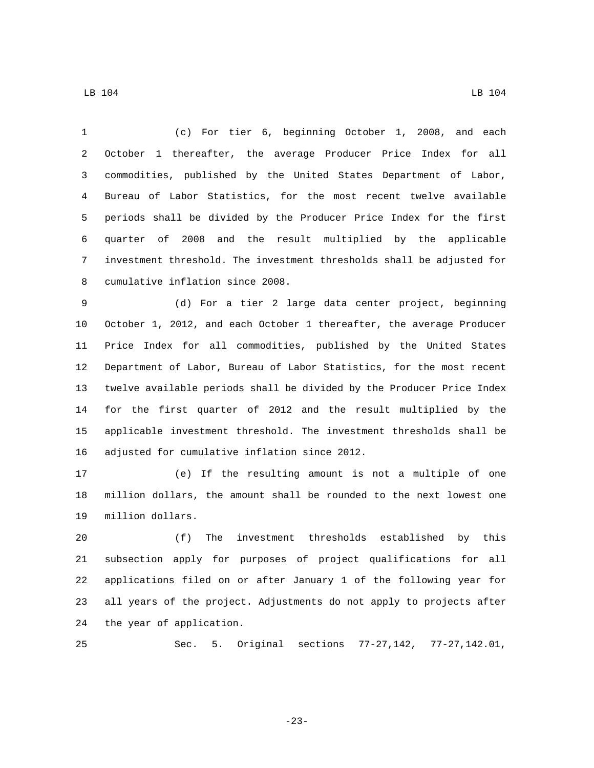(c) For tier 6, beginning October 1, 2008, and each October 1 thereafter, the average Producer Price Index for all commodities, published by the United States Department of Labor, Bureau of Labor Statistics, for the most recent twelve available periods shall be divided by the Producer Price Index for the first quarter of 2008 and the result multiplied by the applicable investment threshold. The investment thresholds shall be adjusted for cumulative inflation since 2008.

(d) For a tier 2 large data center project, beginning October 1, 2012, and each October 1 thereafter, the average Producer Price Index for all commodities, published by the United States Department of Labor, Bureau of Labor Statistics, for the most recent twelve available periods shall be divided by the Producer Price Index for the first quarter of 2012 and the result multiplied by the applicable investment threshold. The investment thresholds shall be adjusted for cumulative inflation since 2012.

(e) If the resulting amount is not a multiple of one million dollars, the amount shall be rounded to the next lowest one million dollars.

(f) The investment thresholds established by this subsection apply for purposes of project qualifications for all applications filed on or after January 1 of the following year for all years of the project. Adjustments do not apply to projects after the year of application.

Sec. 5. Original sections 77-27,142, 77-27,142.01,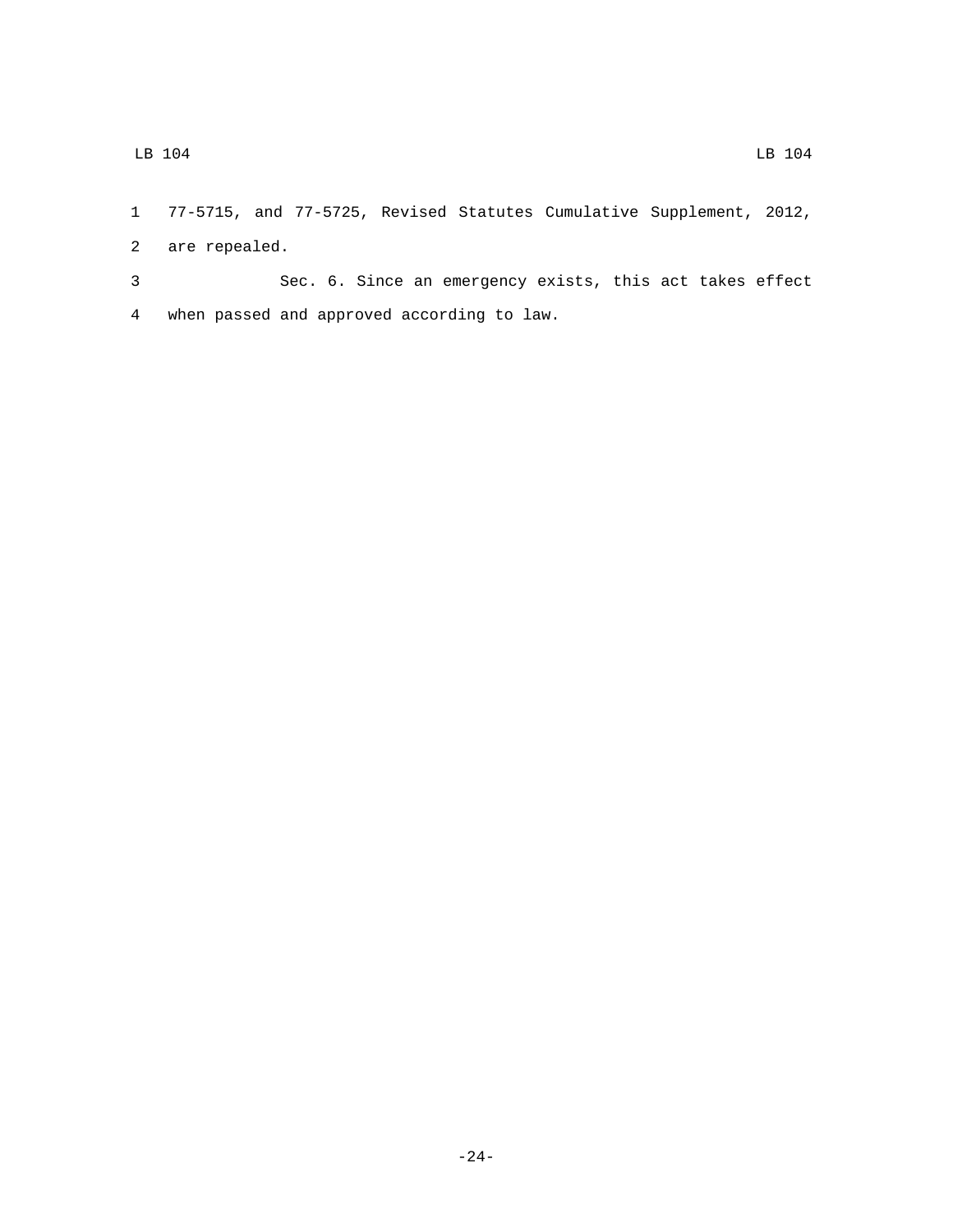77-5715, and 77-5725, Revised Statutes Cumulative Supplement, 2012, are repealed.

Sec. 6. Since an emergency exists, this act takes effect when passed and approved according to law.